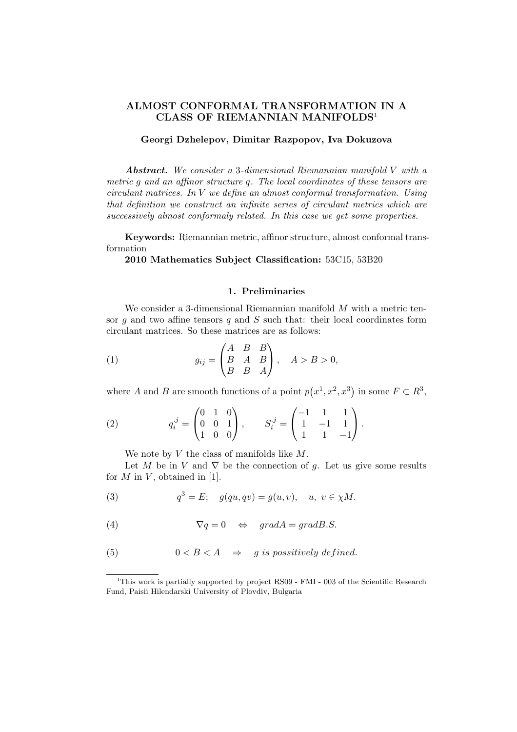# ALMOST CONFORMAL TRANSFORMATION IN A CLASS OF RIEMANNIAN MANIFOLDS[1]

**Georgi Dzhelepov, Dimitar Razpopov, Iva Dokuzova**

***Abstract.*** *We consider a 3-dimensional Riemannian manifold V with a metric g and an affinor structure q. The local coordinates of these tensors are circulant matrices. In V we define an almost conformal transformation. Using that definition we construct an infinite series of circulant metrics which are successively almost conformaly related. In this case we get some properties.*

**Keywords:** Riemannian metric, affinor structure, almost conformal transformation

**2010 Mathematics Subject Classification:** 53C15, 53B20

## 1. Preliminaries

We consider a 3-dimensional Riemannian manifold $M$ with a metric tensor $g$ and two affine tensors $q$ and $S$ such that: their local coordinates form circulant matrices. So these matrices are as follows:

$$
g_{ij} = \begin{pmatrix} A & B & B \\ B & A & B \\ B & B & A \end{pmatrix}, \quad A > B > 0, \tag{1}
$$

where $A$ and $B$ are smooth functions of a point $p\big(x^1, x^2, x^3\big)$ in some $F \subset R^3$,

$$
q_i^{\cdot j} = \begin{pmatrix} 0 & 1 & 0 \\ 0 & 0 & 1 \\ 1 & 0 & 0 \end{pmatrix}, \qquad S_i^{\cdot j} = \begin{pmatrix} -1 & 1 & 1 \\ 1 & -1 & 1 \\ 1 & 1 & -1 \end{pmatrix}. \tag{2}
$$

We note by $V$ the class of manifolds like $M$.

Let $M$ be in $V$ and $\nabla$ be the connection of $g$. Let us give some results for $M$ in $V$, obtained in [1].

$$
q^3 = E; \quad g(qu, qv) = g(u, v), \quad u,\ v \in \chi M. \tag{3}
$$

$$
\nabla q = 0 \quad \Leftrightarrow \quad grad A = grad B.S. \tag{4}
$$

$$
0 < B < A \quad \Rightarrow \quad g \text{ is possitively defined.} \tag{5}
$$

---

[1]This work is partially supported by project RS09 - FMI - 003 of the Scientific Research Fund, Paisii Hilendarski University of Plovdiv, Bulgaria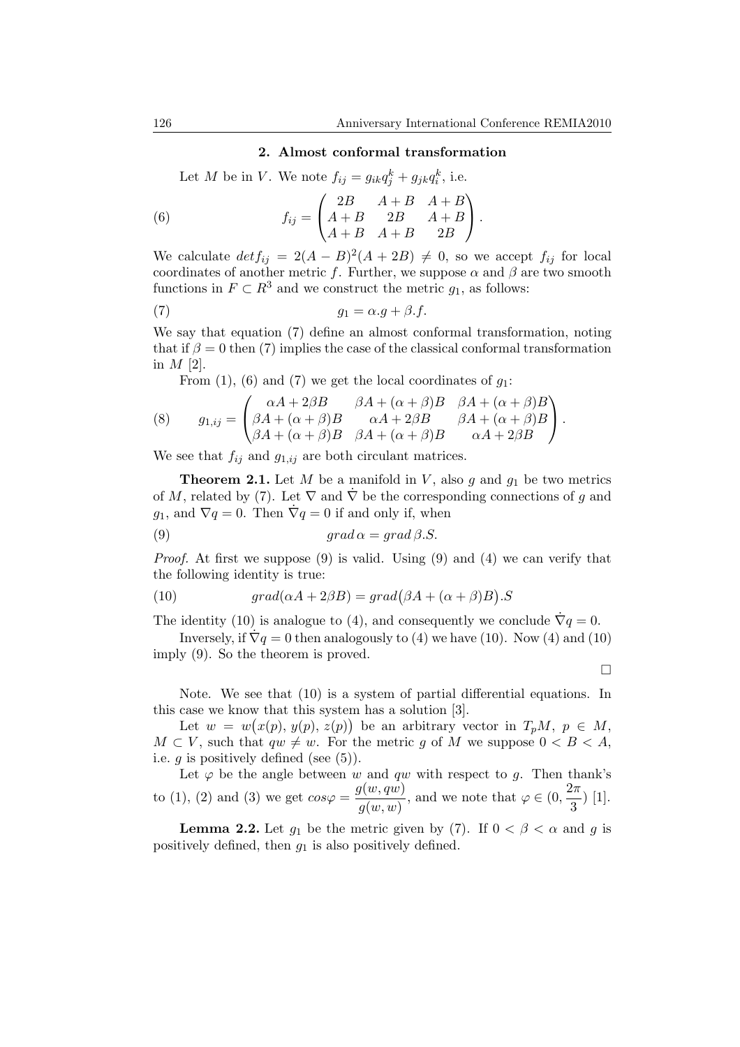## 2. Almost conformal transformation

Let $M$ be in $V$. We note $f_{ij} = g_{ik}q^k_j + g_{jk}q^k_i$, i.e.

$$f_{ij} = \begin{pmatrix} 2B & A+B & A+B \\ A+B & 2B & A+B \\ A+B & A+B & 2B \end{pmatrix}. \tag{6}$$

We calculate $det f_{ij} = 2(A-B)^2(A+2B) \neq 0$, so we accept $f_{ij}$ for local coordinates of another metric $f$. Further, we suppose $\alpha$ and $\beta$ are two smooth functions in $F \subset R^3$ and we construct the metric $g_1$, as follows:

$$g_1 = \alpha . g + \beta . f. \tag{7}$$

We say that equation (7) define an almost conformal transformation, noting that if $\beta = 0$ then (7) implies the case of the classical conformal transformation in $M$ [2].

From (1), (6) and (7) we get the local coordinates of $g_1$:

$$g_{1,ij} = \begin{pmatrix} \alpha A + 2\beta B & \beta A + (\alpha+\beta)B & \beta A + (\alpha+\beta)B \\ \beta A + (\alpha+\beta)B & \alpha A + 2\beta B & \beta A + (\alpha+\beta)B \\ \beta A + (\alpha+\beta)B & \beta A + (\alpha+\beta)B & \alpha A + 2\beta B \end{pmatrix}. \tag{8}$$

We see that $f_{ij}$ and $g_{1,ij}$ are both circulant matrices.

**Theorem 2.1.** Let $M$ be a manifold in $V$, also $g$ and $g_1$ be two metrics of $M$, related by (7). Let $\nabla$ and $\dot{\nabla}$ be the corresponding connections of $g$ and $g_1$, and $\nabla q = 0$. Then $\dot{\nabla} q = 0$ if and only if, when

$$grad\, \alpha = grad\, \beta . S. \tag{9}$$

*Proof.* At first we suppose (9) is valid. Using (9) and (4) we can verify that the following identity is true:

$$grad(\alpha A + 2\beta B) = grad\big(\beta A + (\alpha+\beta)B\big).S \tag{10}$$

The identity (10) is analogue to (4), and consequently we conclude $\dot{\nabla} q = 0$.

Inversely, if $\dot{\nabla} q = 0$ then analogously to (4) we have (10). Now (4) and (10) imply (9). So the theorem is proved.

□

Note. We see that (10) is a system of partial differential equations. In this case we know that this system has a solution [3].

Let $w = w\big(x(p), y(p), z(p)\big)$ be an arbitrary vector in $T_pM$, $p \in M$, $M \subset V$, such that $qw \neq w$. For the metric $g$ of $M$ we suppose $0 < B < A$, i.e. $g$ is positively defined (see (5)).

Let $\varphi$ be the angle between $w$ and $qw$ with respect to $g$. Then thank's to (1), (2) and (3) we get $cos\varphi = \dfrac{g(w, qw)}{g(w, w)}$, and we note that $\varphi \in (0, \dfrac{2\pi}{3})$ [1].

**Lemma 2.2.** Let $g_1$ be the metric given by (7). If $0 < \beta < \alpha$ and $g$ is positively defined, then $g_1$ is also positively defined.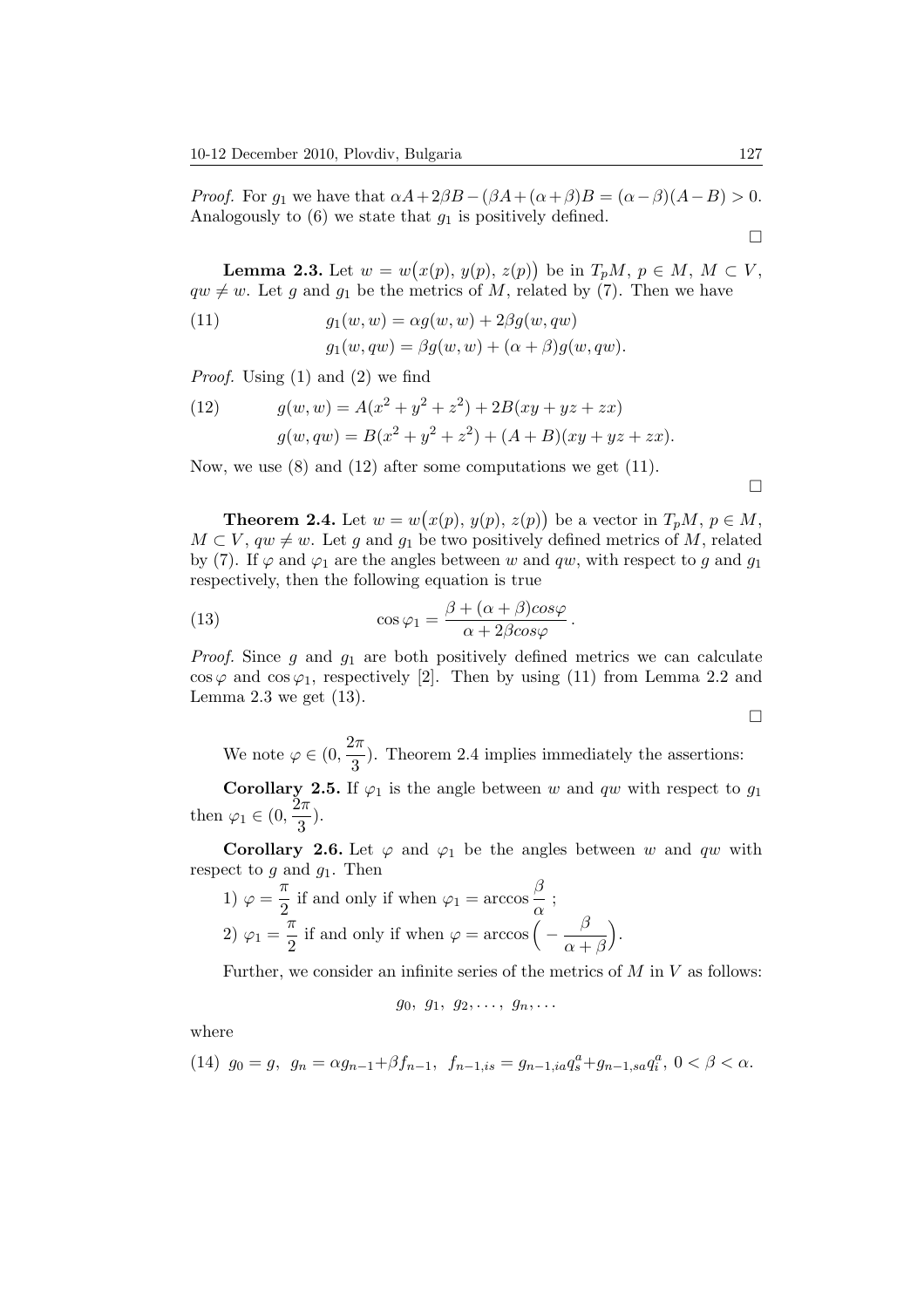*Proof.* For $g_1$ we have that $\alpha A + 2\beta B - (\beta A + (\alpha+\beta)B = (\alpha - \beta)(A - B) > 0$. Analogously to (6) we state that $g_1$ is positively defined.

□

**Lemma 2.3.** Let $w = w\big(x(p),\, y(p),\, z(p)\big)$ be in $T_pM$, $p \in M$, $M \subset V$, $qw \neq w$. Let $g$ and $g_1$ be the metrics of $M$, related by (7). Then we have

$$
\begin{aligned}
(11) \qquad & g_1(w, w) = \alpha g(w, w) + 2\beta g(w, qw) \\
& g_1(w, qw) = \beta g(w, w) + (\alpha + \beta) g(w, qw).
\end{aligned}
$$

*Proof.* Using (1) and (2) we find

$$
\begin{aligned}
(12) \qquad & g(w, w) = A(x^2 + y^2 + z^2) + 2B(xy + yz + zx) \\
& g(w, qw) = B(x^2 + y^2 + z^2) + (A + B)(xy + yz + zx).
\end{aligned}
$$

Now, we use (8) and (12) after some computations we get (11).

□

**Theorem 2.4.** Let $w = w\big(x(p),\, y(p),\, z(p)\big)$ be a vector in $T_pM$, $p \in M$, $M \subset V$, $qw \neq w$. Let $g$ and $g_1$ be two positively defined metrics of $M$, related by (7). If $\varphi$ and $\varphi_1$ are the angles between $w$ and $qw$, with respect to $g$ and $g_1$ respectively, then the following equation is true

$$
(13) \qquad \cos\varphi_1 = \frac{\beta + (\alpha + \beta) cos\varphi}{\alpha + 2\beta cos\varphi}\,.
$$

*Proof.* Since $g$ and $g_1$ are both positively defined metrics we can calculate $\cos\varphi$ and $\cos\varphi_1$, respectively [2]. Then by using (11) from Lemma 2.2 and Lemma 2.3 we get (13).

□

We note $\varphi \in (0, \dfrac{2\pi}{3})$. Theorem 2.4 implies immediately the assertions:

**Corollary 2.5.** If $\varphi_1$ is the angle between $w$ and $qw$ with respect to $g_1$ then $\varphi_1 \in (0, \dfrac{2\pi}{3})$.

**Corollary 2.6.** Let $\varphi$ and $\varphi_1$ be the angles between $w$ and $qw$ with respect to $g$ and $g_1$. Then

1) $\varphi = \dfrac{\pi}{2}$ if and only if when $\varphi_1 = \arccos\dfrac{\beta}{\alpha}$ ;

2) $\varphi_1 = \dfrac{\pi}{2}$ if and only if when $\varphi = \arccos\Big(-\dfrac{\beta}{\alpha+\beta}\Big)$.

Further, we consider an infinite series of the metrics of $M$ in $V$ as follows:

$$
g_0,\ g_1,\ g_2, \ldots,\ g_n, \ldots
$$

where

$$
(14) \quad g_0 = g,\ \ g_n = \alpha g_{n-1} + \beta f_{n-1},\ \ f_{n-1,is} = g_{n-1,ia} q_s^a + g_{n-1,sa} q_i^a,\ 0 < \beta < \alpha.
$$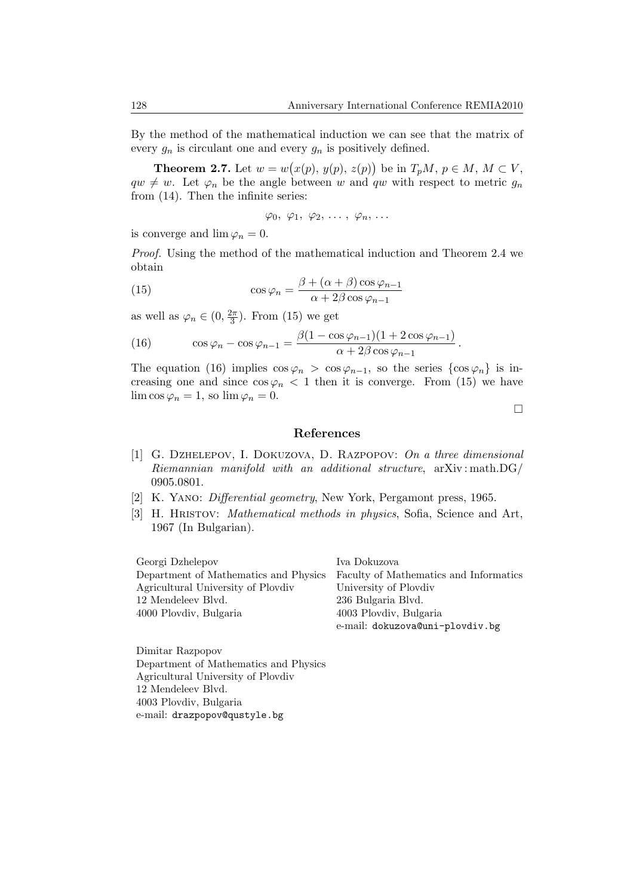By the method of the mathematical induction we can see that the matrix of every $g_n$ is circulant one and every $g_n$ is positively defined.

**Theorem 2.7.** Let $w = w\big(x(p),\, y(p),\, z(p)\big)$ be in $T_pM$, $p \in M$, $M \subset V$, $qw \neq w$. Let $\varphi_n$ be the angle between $w$ and $qw$ with respect to metric $g_n$ from (14). Then the infinite series:

$$\varphi_0,\ \varphi_1,\ \varphi_2,\ \dots,\ \varphi_n,\ \dots$$

is converge and $\lim \varphi_n = 0$.

*Proof.* Using the method of the mathematical induction and Theorem 2.4 we obtain

$$\cos\varphi_n = \frac{\beta + (\alpha+\beta)\cos\varphi_{n-1}}{\alpha + 2\beta\cos\varphi_{n-1}} \tag{15}$$

as well as $\varphi_n \in (0, \frac{2\pi}{3})$. From (15) we get

$$\cos\varphi_n - \cos\varphi_{n-1} = \frac{\beta(1-\cos\varphi_{n-1})(1+2\cos\varphi_{n-1})}{\alpha + 2\beta\cos\varphi_{n-1}}\,. \tag{16}$$

The equation (16) implies $\cos\varphi_n > \cos\varphi_{n-1}$, so the series $\{\cos\varphi_n\}$ is increasing one and since $\cos\varphi_n < 1$ then it is converge. From (15) we have $\lim \cos\varphi_n = 1$, so $\lim \varphi_n = 0$.

□

## References

[1] G. Dzhelepov, I. Dokuzova, D. Razpopov: *On a three dimensional Riemannian manifold with an additional structure*, arXiv : math.DG/ 0905.0801.

[2] K. Yano: *Differential geometry*, New York, Pergamont press, 1965.

[3] H. Hristov: *Mathematical methods in physics*, Sofia, Science and Art, 1967 (In Bulgarian).

Georgi Dzhelepov
Department of Mathematics and Physics
Agricultural University of Plovdiv
12 Mendeleev Blvd.
4000 Plovdiv, Bulgaria

Iva Dokuzova
Faculty of Mathematics and Informatics
University of Plovdiv
236 Bulgaria Blvd.
4003 Plovdiv, Bulgaria
e-mail: dokuzova@uni-plovdiv.bg

Dimitar Razpopov
Department of Mathematics and Physics
Agricultural University of Plovdiv
12 Mendeleev Blvd.
4003 Plovdiv, Bulgaria
e-mail: drazpopov@qustyle.bg